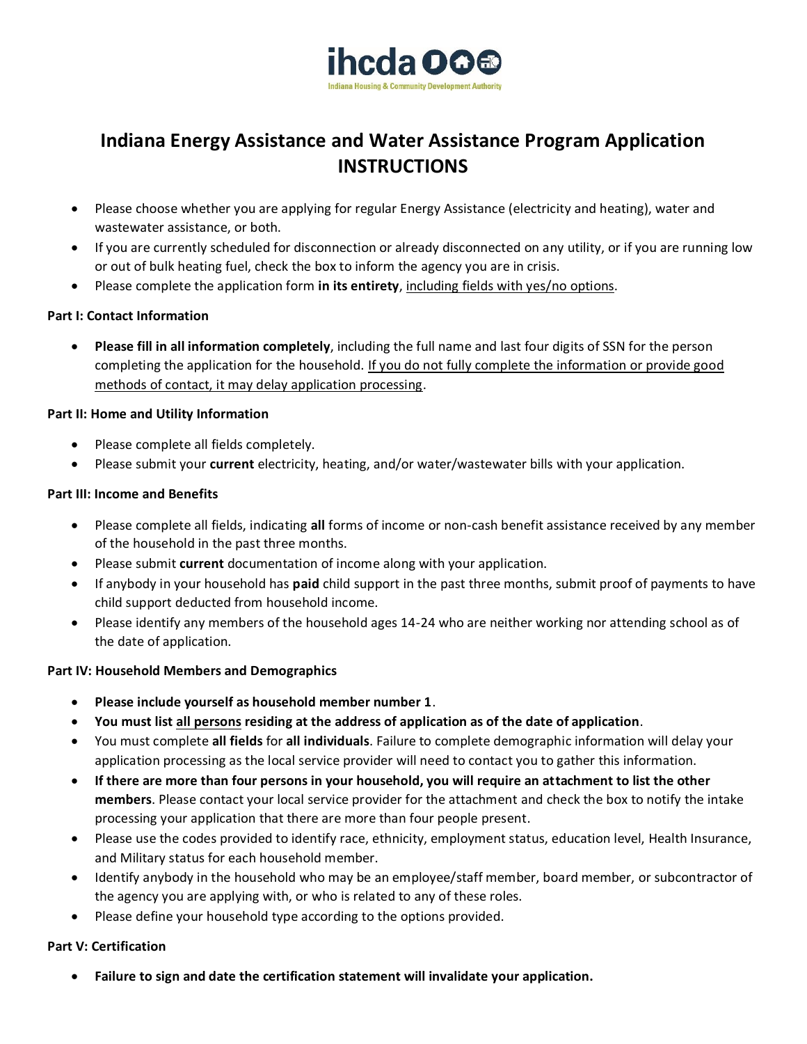ihcda

Indiana Housing & Community Development Authority

# Indiana Energy Assistance and Water Assistance Program Application INSTRUCTIONS

- Please choose whether you are applying for regular Energy Assistance (electricity and heating), water and wastewater assistance, or both.
- If you are currently scheduled for disconnection or already disconnected on any utility, or if you are running low or out of bulk heating fuel, check the box to inform the agency you are in crisis.
- Please complete the application form **in its entirety**, including fields with yes/no options.

**Part I: Contact Information**

- **Please fill in all information completely**, including the full name and last four digits of SSN for the person completing the application for the household. If you do not fully complete the information or provide good methods of contact, it may delay application processing.

**Part II: Home and Utility Information**

- Please complete all fields completely.
- Please submit your **current** electricity, heating, and/or water/wastewater bills with your application.

**Part III: Income and Benefits**

- Please complete all fields, indicating **all** forms of income or non-cash benefit assistance received by any member of the household in the past three months.
- Please submit **current** documentation of income along with your application.
- If anybody in your household has **paid** child support in the past three months, submit proof of payments to have child support deducted from household income.
- Please identify any members of the household ages 14-24 who are neither working nor attending school as of the date of application.

**Part IV: Household Members and Demographics**

- **Please include yourself as household member number 1**.
- **You must list all persons residing at the address of application as of the date of application**.
- You must complete **all fields** for **all individuals**. Failure to complete demographic information will delay your application processing as the local service provider will need to contact you to gather this information.
- **If there are more than four persons in your household, you will require an attachment to list the other members**. Please contact your local service provider for the attachment and check the box to notify the intake processing your application that there are more than four people present.
- Please use the codes provided to identify race, ethnicity, employment status, education level, Health Insurance, and Military status for each household member.
- Identify anybody in the household who may be an employee/staff member, board member, or subcontractor of the agency you are applying with, or who is related to any of these roles.
- Please define your household type according to the options provided.

**Part V: Certification**

- **Failure to sign and date the certification statement will invalidate your application.**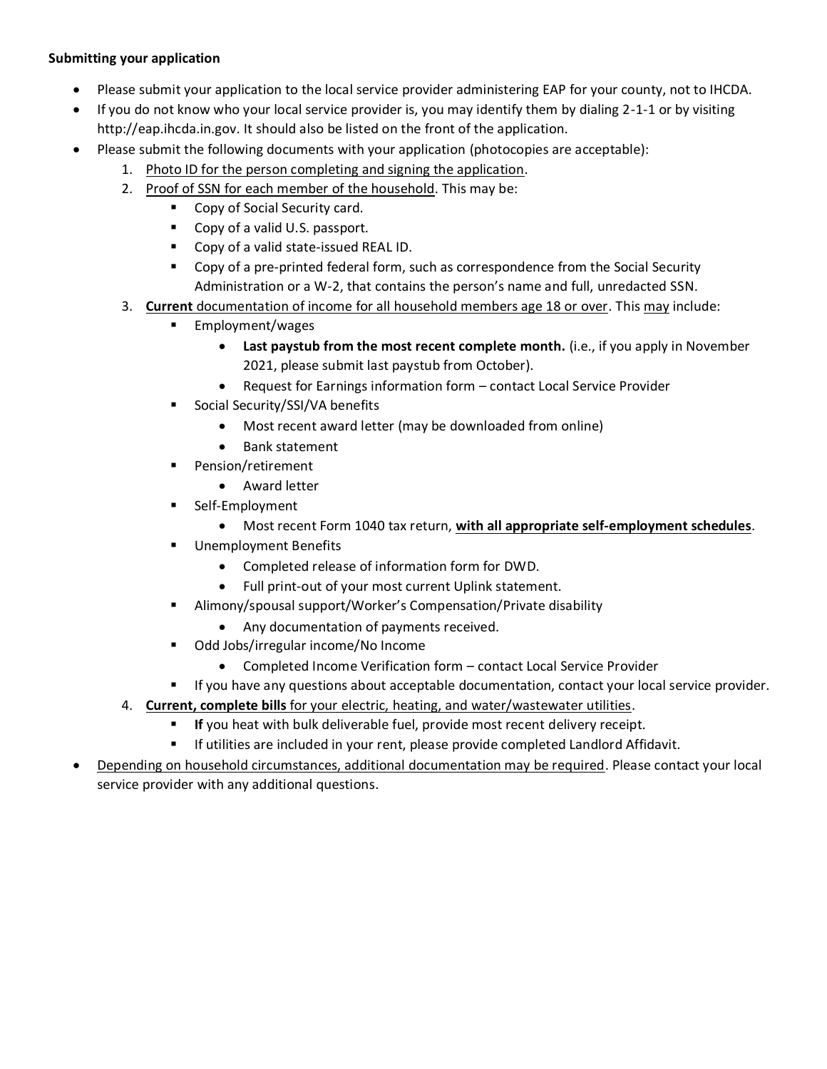**Submitting your application**

- Please submit your application to the local service provider administering EAP for your county, not to IHCDA.
- If you do not know who your local service provider is, you may identify them by dialing 2-1-1 or by visiting http://eap.ihcda.in.gov. It should also be listed on the front of the application.
- Please submit the following documents with your application (photocopies are acceptable):
  1. <u>Photo ID for the person completing and signing the application</u>.
  2. <u>Proof of SSN for each member of the household</u>. This may be:
     - Copy of Social Security card.
     - Copy of a valid U.S. passport.
     - Copy of a valid state-issued REAL ID.
     - Copy of a pre-printed federal form, such as correspondence from the Social Security Administration or a W-2, that contains the person's name and full, unredacted SSN.
  3. <u>**Current** documentation of income for all household members age 18 or over</u>. This <u>may</u> include:
     - Employment/wages
       - **Last paystub from the most recent complete month.** (i.e., if you apply in November 2021, please submit last paystub from October).
       - Request for Earnings information form – contact Local Service Provider
     - Social Security/SSI/VA benefits
       - Most recent award letter (may be downloaded from online)
       - Bank statement
     - Pension/retirement
       - Award letter
     - Self-Employment
       - Most recent Form 1040 tax return, <u>**with all appropriate self-employment schedules**</u>.
     - Unemployment Benefits
       - Completed release of information form for DWD.
       - Full print-out of your most current Uplink statement.
     - Alimony/spousal support/Worker's Compensation/Private disability
       - Any documentation of payments received.
     - Odd Jobs/irregular income/No Income
       - Completed Income Verification form – contact Local Service Provider
     - If you have any questions about acceptable documentation, contact your local service provider.
  4. <u>**Current, complete bills** for your electric, heating, and water/wastewater utilities</u>.
     - **If** you heat with bulk deliverable fuel, provide most recent delivery receipt.
     - If utilities are included in your rent, please provide completed Landlord Affidavit.
- <u>Depending on household circumstances, additional documentation may be required</u>. Please contact your local service provider with any additional questions.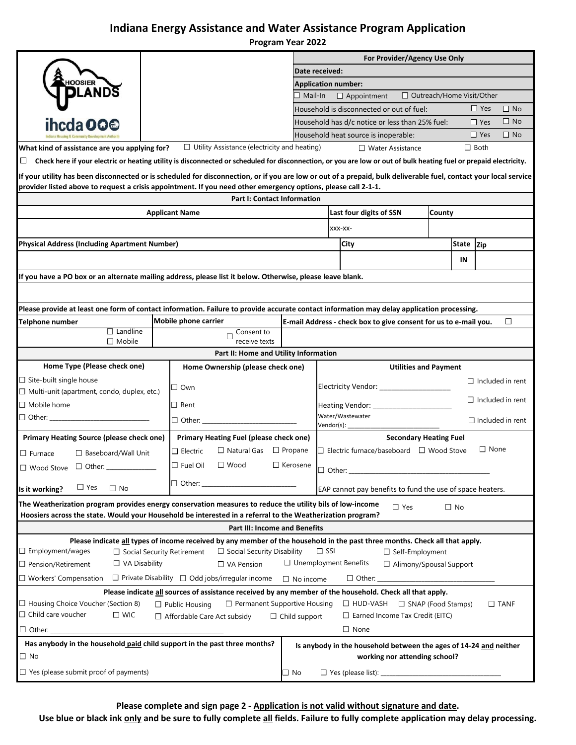# Indiana Energy Assistance and Water Assistance Program Application

**Program Year 2022**

| | | **For Provider/Agency Use Only** | | |
|---|---|---|---|---|
| | | **Date received:** | | |
| | | **Application number:** | | |
| | | ☐ Mail-In ☐ Appointment ☐ Outreach/Home Visit/Other | | |
| | | Household is disconnected or out of fuel: | ☐ Yes | ☐ No |
| | | Household has d/c notice or less than 25% fuel: | ☐ Yes | ☐ No |
| | | Household heat source is inoperable: | ☐ Yes | ☐ No |

**What kind of assistance are you applying for?** ☐ Utility Assistance (electricity and heating) ☐ Water Assistance ☐ Both

☐ **Check here if your electric or heating utility is disconnected or scheduled for disconnection, or you are low or out of bulk heating fuel or prepaid electricity.**

**If your utility has been disconnected or is scheduled for disconnection, or if you are low or out of a prepaid, bulk deliverable fuel, contact your local service provider listed above to request a crisis appointment. If you need other emergency options, please call 2-1-1.**

## Part I: Contact Information

| **Applicant Name** | **Last four digits of SSN** | **County** |
|---|---|---|
| | XXX-XX- | |

| **Physical Address (Including Apartment Number)** | **City** | **State** | **Zip** |
|---|---|---|---|
| | | IN | |

**If you have a PO box or an alternate mailing address, please list it below. Otherwise, please leave blank.**

**Please provide at least one form of contact information. Failure to provide accurate contact information may delay application processing.**

| **Telphone number** | **Mobile phone carrier** | **E-mail Address - check box to give consent for us to e-mail you.** ☐ |
|---|---|---|
| ☐ Landline ☐ Mobile | ☐ Consent to receive texts | |

## Part II: Home and Utility Information

| **Home Type (Please check one)** | **Home Ownership (please check one)** | **Utilities and Payment** |
|---|---|---|
| ☐ Site-built single house<br>☐ Multi-unit (apartment, condo, duplex, etc.) | ☐ Own | Electricity Vendor: ___________________ ☐ Included in rent |
| ☐ Mobile home | ☐ Rent | Heating Vendor: _____________________ ☐ Included in rent |
| ☐ Other: ___________________________ | ☐ Other: __________________________ | Water/Wastewater Vendor(s): __________________________ ☐ Included in rent |

| **Primary Heating Source (please check one)** | **Primary Heating Fuel (please check one)** | **Secondary Heating Fuel** |
|---|---|---|
| ☐ Furnace ☐ Baseboard/Wall Unit | ☐ Electric ☐ Natural Gas ☐ Propane | ☐ Electric furnace/baseboard ☐ Wood Stove ☐ None |
| ☐ Wood Stove ☐ Other: ______________ | ☐ Fuel Oil ☐ Wood ☐ Kerosene | ☐ Other: ______________________________________ |
| **Is it working?** ☐ Yes ☐ No | ☐ Other: __________________________ | EAP cannot pay benefits to fund the use of space heaters. |

**The Weatherization program provides energy conservation measures to reduce the utility bils of low-income Hoosiers across the state. Would your Household be interested in a referral to the Weatherization program?** ☐ Yes ☐ No

## Part III: Income and Benefits

**Please indicate all types of income received by any member of the household in the past three months. Check all that apply.**

☐ Employment/wages ☐ Social Security Retirement ☐ Social Security Disability ☐ SSI ☐ Self-Employment
☐ Pension/Retirement ☐ VA Disability ☐ VA Pension ☐ Unemployment Benefits ☐ Alimony/Spousal Support
☐ Workers' Compensation ☐ Private Disability ☐ Odd jobs/irregular income ☐ No income ☐ Other: _______________________________

**Please indicate all sources of assistance received by any member of the household. Check all that apply.**

☐ Housing Choice Voucher (Section 8) ☐ Public Housing ☐ Permanent Supportive Housing ☐ HUD-VASH ☐ SNAP (Food Stamps) ☐ TANF
☐ Child care voucher ☐ WIC ☐ Affordable Care Act subsidy ☐ Child support ☐ Earned Income Tax Credit (EITC)
☐ Other: _______________________________________________ ☐ None

| **Has anybody in the household paid child support in the past three months?** | **Is anybody in the household between the ages of 14-24 and neither working nor attending school?** |
|---|---|
| ☐ No | |
| ☐ Yes (please submit proof of payments) | ☐ No ☐ Yes (please list): _________________________________ |

**Please complete and sign page 2 - Application is not valid without signature and date.**
**Use blue or black ink only and be sure to fully complete all fields. Failure to fully complete application may delay processing.**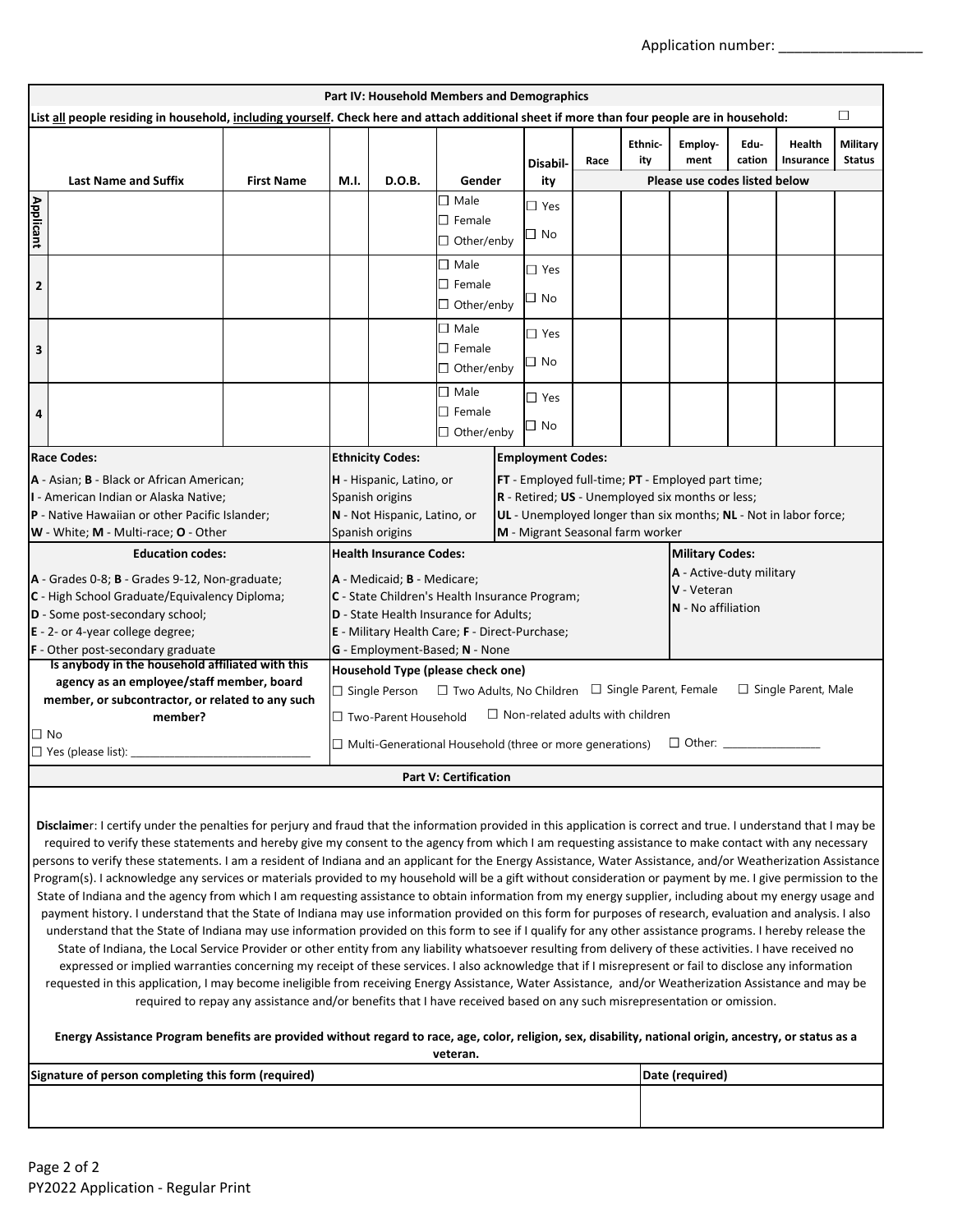Application number: __________________

## Part IV: Household Members and Demographics

List all people residing in household, including yourself. Check here and attach additional sheet if more than four people are in household: ☐

| | Last Name and Suffix | First Name | M.I. | D.O.B. | Gender | Disability | Race | Ethnicity | Employment | Education | Health Insurance | Military Status |
|---|---|---|---|---|---|---|---|---|---|---|---|---|
| | | | | | | | Please use codes listed below | | | | | |
| Applicant | | | | | ☐ Male ☐ Female ☐ Other/enby | ☐ Yes ☐ No | | | | | | |
| 2 | | | | | ☐ Male ☐ Female ☐ Other/enby | ☐ Yes ☐ No | | | | | | |
| 3 | | | | | ☐ Male ☐ Female ☐ Other/enby | ☐ Yes ☐ No | | | | | | |
| 4 | | | | | ☐ Male ☐ Female ☐ Other/enby | ☐ Yes ☐ No | | | | | | |

**Race Codes:**
**A** - Asian; **B** - Black or African American;
**I** - American Indian or Alaska Native;
**P** - Native Hawaiian or other Pacific Islander;
**W** - White; **M** - Multi-race; **O** - Other

**Ethnicity Codes:**
**H** - Hispanic, Latino, or Spanish origins
**N** - Not Hispanic, Latino, or Spanish origins

**Employment Codes:**
**FT** - Employed full-time; **PT** - Employed part time;
**R** - Retired; **US** - Unemployed six months or less;
**UL** - Unemployed longer than six months; **NL** - Not in labor force;
**M** - Migrant Seasonal farm worker

**Education codes:**
**A** - Grades 0-8; **B** - Grades 9-12, Non-graduate;
**C** - High School Graduate/Equivalency Diploma;
**D** - Some post-secondary school;
**E** - 2- or 4-year college degree;
**F** - Other post-secondary graduate

**Health Insurance Codes:**
**A** - Medicaid; **B** - Medicare;
**C** - State Children's Health Insurance Program;
**D** - State Health Insurance for Adults;
**E** - Military Health Care; **F** - Direct-Purchase;
**G** - Employment-Based; **N** - None

**Military Codes:**
**A** - Active-duty military
**V** - Veteran
**N** - No affiliation

**Is anybody in the household affiliated with this agency as an employee/staff member, board member, or subcontractor, or related to any such member?**
☐ No
☐ Yes (please list): ______________________________

**Household Type (please check one)**
☐ Single Person ☐ Two Adults, No Children ☐ Single Parent, Female ☐ Single Parent, Male
☐ Two-Parent Household ☐ Non-related adults with children
☐ Multi-Generational Household (three or more generations) ☐ Other: ________________

## Part V: Certification

**Disclaime**r: I certify under the penalties for perjury and fraud that the information provided in this application is correct and true. I understand that I may be required to verify these statements and hereby give my consent to the agency from which I am requesting assistance to make contact with any necessary persons to verify these statements. I am a resident of Indiana and an applicant for the Energy Assistance, Water Assistance, and/or Weatherization Assistance Program(s). I acknowledge any services or materials provided to my household will be a gift without consideration or payment by me. I give permission to the State of Indiana and the agency from which I am requesting assistance to obtain information from my energy supplier, including about my energy usage and payment history. I understand that the State of Indiana may use information provided on this form for purposes of research, evaluation and analysis. I also understand that the State of Indiana may use information provided on this form to see if I qualify for any other assistance programs. I hereby release the State of Indiana, the Local Service Provider or other entity from any liability whatsoever resulting from delivery of these activities. I have received no expressed or implied warranties concerning my receipt of these services. I also acknowledge that if I misrepresent or fail to disclose any information requested in this application, I may become ineligible from receiving Energy Assistance, Water Assistance, and/or Weatherization Assistance and may be required to repay any assistance and/or benefits that I have received based on any such misrepresentation or omission.

**Energy Assistance Program benefits are provided without regard to race, age, color, religion, sex, disability, national origin, ancestry, or status as a veteran.**

| Signature of person completing this form (required) | Date (required) |
|---|---|
| | |

PY2022 Application - Regular Print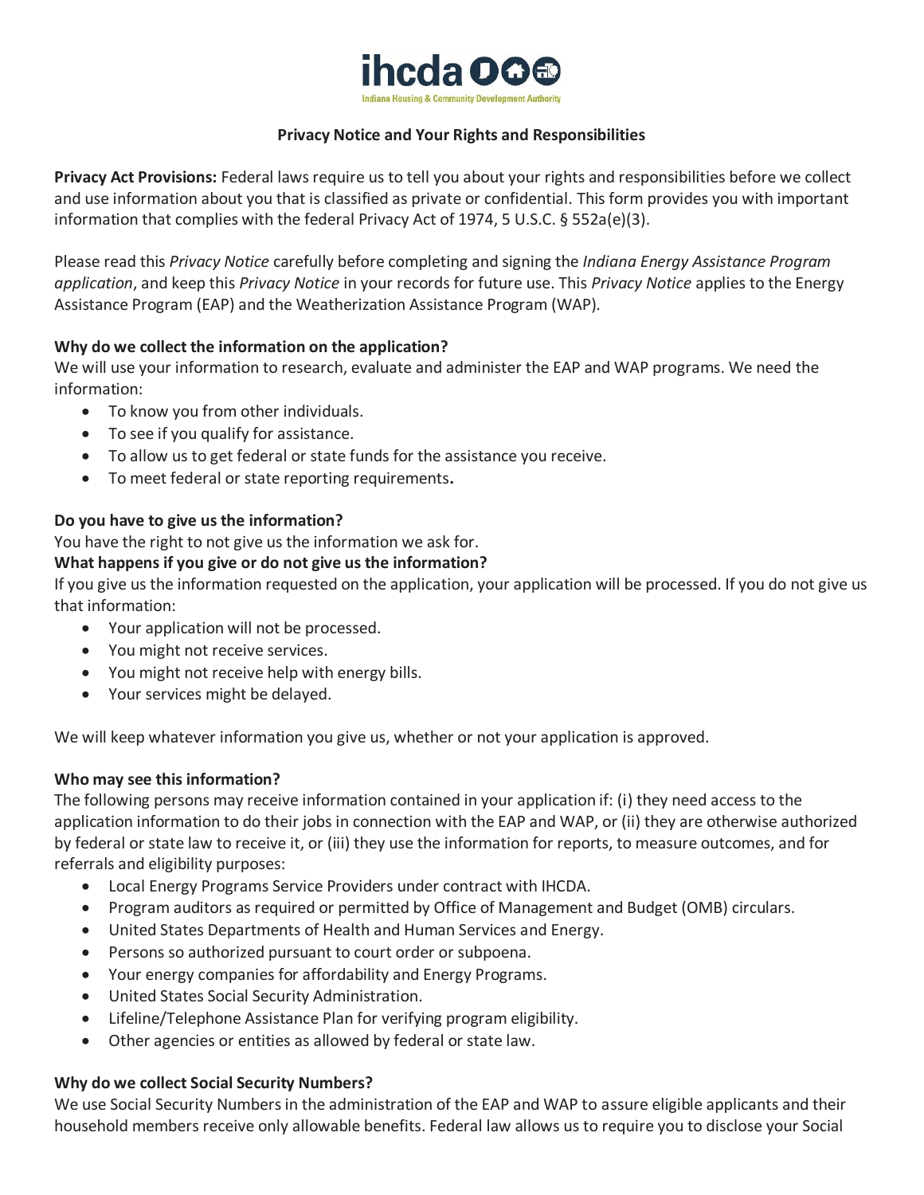ihcda

Indiana Housing & Community Development Authority

## Privacy Notice and Your Rights and Responsibilities

**Privacy Act Provisions:** Federal laws require us to tell you about your rights and responsibilities before we collect and use information about you that is classified as private or confidential. This form provides you with important information that complies with the federal Privacy Act of 1974, 5 U.S.C. § 552a(e)(3).

Please read this *Privacy Notice* carefully before completing and signing the *Indiana Energy Assistance Program application*, and keep this *Privacy Notice* in your records for future use. This *Privacy Notice* applies to the Energy Assistance Program (EAP) and the Weatherization Assistance Program (WAP).

### Why do we collect the information on the application?

We will use your information to research, evaluate and administer the EAP and WAP programs. We need the information:

- To know you from other individuals.
- To see if you qualify for assistance.
- To allow us to get federal or state funds for the assistance you receive.
- To meet federal or state reporting requirements.

### Do you have to give us the information?

You have the right to not give us the information we ask for.

### What happens if you give or do not give us the information?

If you give us the information requested on the application, your application will be processed. If you do not give us that information:

- Your application will not be processed.
- You might not receive services.
- You might not receive help with energy bills.
- Your services might be delayed.

We will keep whatever information you give us, whether or not your application is approved.

### Who may see this information?

The following persons may receive information contained in your application if: (i) they need access to the application information to do their jobs in connection with the EAP and WAP, or (ii) they are otherwise authorized by federal or state law to receive it, or (iii) they use the information for reports, to measure outcomes, and for referrals and eligibility purposes:

- Local Energy Programs Service Providers under contract with IHCDA.
- Program auditors as required or permitted by Office of Management and Budget (OMB) circulars.
- United States Departments of Health and Human Services and Energy.
- Persons so authorized pursuant to court order or subpoena.
- Your energy companies for affordability and Energy Programs.
- United States Social Security Administration.
- Lifeline/Telephone Assistance Plan for verifying program eligibility.
- Other agencies or entities as allowed by federal or state law.

### Why do we collect Social Security Numbers?

We use Social Security Numbers in the administration of the EAP and WAP to assure eligible applicants and their household members receive only allowable benefits. Federal law allows us to require you to disclose your Social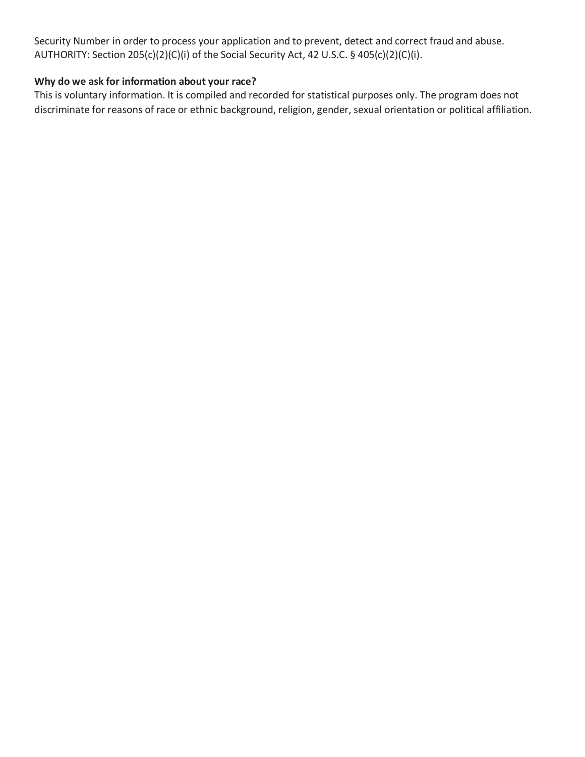Security Number in order to process your application and to prevent, detect and correct fraud and abuse. AUTHORITY: Section 205(c)(2)(C)(i) of the Social Security Act, 42 U.S.C. § 405(c)(2)(C)(i).

**Why do we ask for information about your race?**

This is voluntary information. It is compiled and recorded for statistical purposes only. The program does not discriminate for reasons of race or ethnic background, religion, gender, sexual orientation or political affiliation.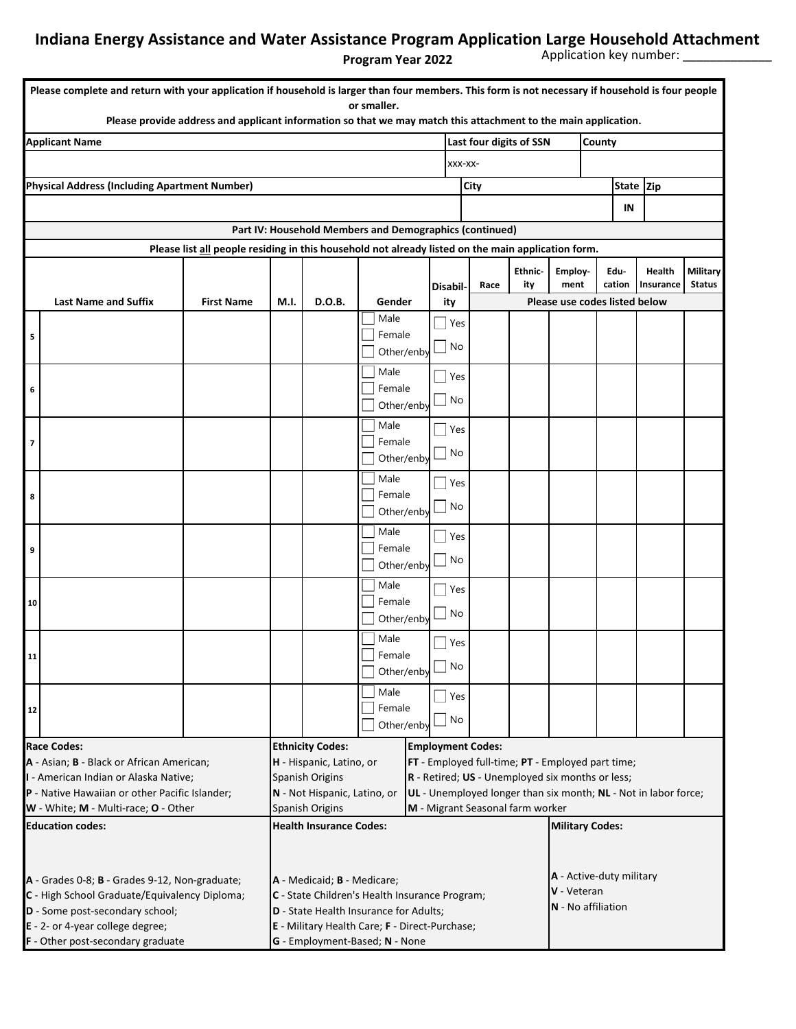# Indiana Energy Assistance and Water Assistance Program Application Large Household Attachment

**Program Year 2022**

Application key number: _____________

**Please complete and return with your application if household is larger than four members. This form is not necessary if household is four people or smaller.**

**Please provide address and applicant information so that we may match this attachment to the main application.**

| Applicant Name | Last four digits of SSN | County |
|---|---|---|
| | xxx-xx- | |

| Physical Address (Including Apartment Number) | City | State | Zip |
|---|---|---|---|
| | | IN | |

**Part IV: Household Members and Demographics (continued)**

**Please list all people residing in this household not already listed on the main application form.**

| | Last Name and Suffix | First Name | M.I. | D.O.B. | Gender | Disability | Race | Ethnicity | Employment | Education | Health Insurance | Military Status |
|---|---|---|---|---|---|---|---|---|---|---|---|---|
| | | | | | | | Please use codes listed below | | | | | |
| 5 | | | | | ☐ Male ☐ Female ☐ Other/enby | ☐ Yes ☐ No | | | | | | |
| 6 | | | | | ☐ Male ☐ Female ☐ Other/enby | ☐ Yes ☐ No | | | | | | |
| 7 | | | | | ☐ Male ☐ Female ☐ Other/enby | ☐ Yes ☐ No | | | | | | |
| 8 | | | | | ☐ Male ☐ Female ☐ Other/enby | ☐ Yes ☐ No | | | | | | |
| 9 | | | | | ☐ Male ☐ Female ☐ Other/enby | ☐ Yes ☐ No | | | | | | |
| 10 | | | | | ☐ Male ☐ Female ☐ Other/enby | ☐ Yes ☐ No | | | | | | |
| 11 | | | | | ☐ Male ☐ Female ☐ Other/enby | ☐ Yes ☐ No | | | | | | |
| 12 | | | | | ☐ Male ☐ Female ☐ Other/enby | ☐ Yes ☐ No | | | | | | |

**Race Codes:**
**A** - Asian; **B** - Black or African American;
**I** - American Indian or Alaska Native;
**P** - Native Hawaiian or other Pacific Islander;
**W** - White; **M** - Multi-race; **O** - Other

**Ethnicity Codes:**
**H** - Hispanic, Latino, or Spanish Origins
**N** - Not Hispanic, Latino, or Spanish Origins

**Employment Codes:**
**FT** - Employed full-time; **PT** - Employed part time;
**R** - Retired; **US** - Unemployed six months or less;
**UL** - Unemployed longer than six month; **NL** - Not in labor force;
**M** - Migrant Seasonal farm worker

**Education codes:**
**A** - Grades 0-8; **B** - Grades 9-12, Non-graduate;
**C** - High School Graduate/Equivalency Diploma;
**D** - Some post-secondary school;
**E** - 2- or 4-year college degree;
**F** - Other post-secondary graduate

**Health Insurance Codes:**
**A** - Medicaid; **B** - Medicare;
**C** - State Children's Health Insurance Program;
**D** - State Health Insurance for Adults;
**E** - Military Health Care; **F** - Direct-Purchase;
**G** - Employment-Based; **N** - None

**Military Codes:**
**A** - Active-duty military
**V** - Veteran
**N** - No affiliation